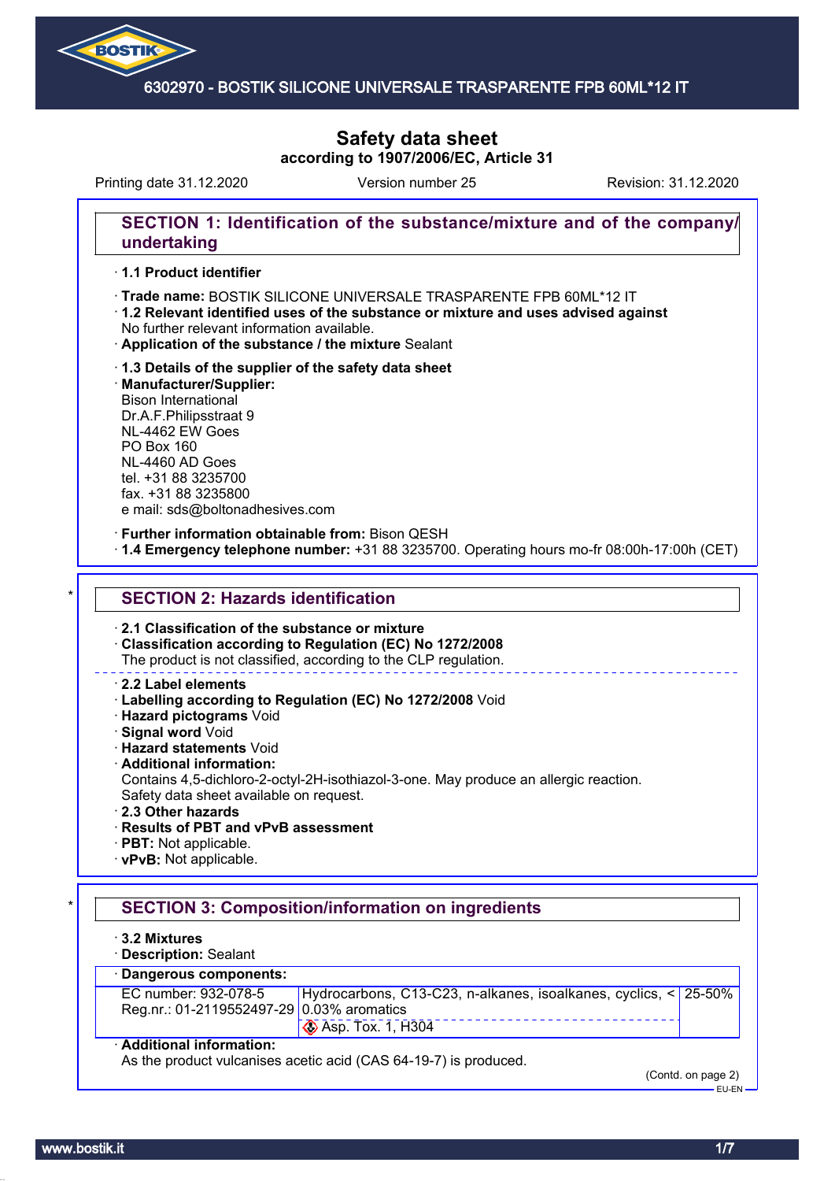# Safety data sheet
**according to 1907/2006/EC, Article 31**

Printing date 31.12.2020 Version number 25 Revision: 31.12.2020

## SECTION 1: Identification of the substance/mixture and of the company/undertaking

· **1.1 Product identifier**

· **Trade name:** BOSTIK SILICONE UNIVERSALE TRASPARENTE FPB 60ML*12 IT
· **1.2 Relevant identified uses of the substance or mixture and uses advised against**
No further relevant information available.
· **Application of the substance / the mixture** Sealant

· **1.3 Details of the supplier of the safety data sheet**
· **Manufacturer/Supplier:**
Bison International
Dr.A.F.Philipsstraat 9
NL-4462 EW Goes
PO Box 160
NL-4460 AD Goes
tel. +31 88 3235700
fax. +31 88 3235800
e mail: sds@boltonadhesives.com

· **Further information obtainable from:** Bison QESH
· **1.4 Emergency telephone number:** +31 88 3235700. Operating hours mo-fr 08:00h-17:00h (CET)

## SECTION 2: Hazards identification

· **2.1 Classification of the substance or mixture**
· **Classification according to Regulation (EC) No 1272/2008**
The product is not classified, according to the CLP regulation.

· **2.2 Label elements**
· **Labelling according to Regulation (EC) No 1272/2008** Void
· **Hazard pictograms** Void
· **Signal word** Void
· **Hazard statements** Void
· **Additional information:**
Contains 4,5-dichloro-2-octyl-2H-isothiazol-3-one. May produce an allergic reaction.
Safety data sheet available on request.
· **2.3 Other hazards**
· **Results of PBT and vPvB assessment**
· **PBT:** Not applicable.
· **vPvB:** Not applicable.

## SECTION 3: Composition/information on ingredients

· **3.2 Mixtures**
· **Description:** Sealant

| · **Dangerous components:** | | |
|---|---|---|
| EC number: 932-078-5<br>Reg.nr.: 01-2119552497-29 | Hydrocarbons, C13-C23, n-alkanes, isoalkanes, cyclics, < 0.03% aromatics<br>Asp. Tox. 1, H304 | 25-50% |

· **Additional information:**
As the product vulcanises acetic acid (CAS 64-19-7) is produced.

(Contd. on page 2)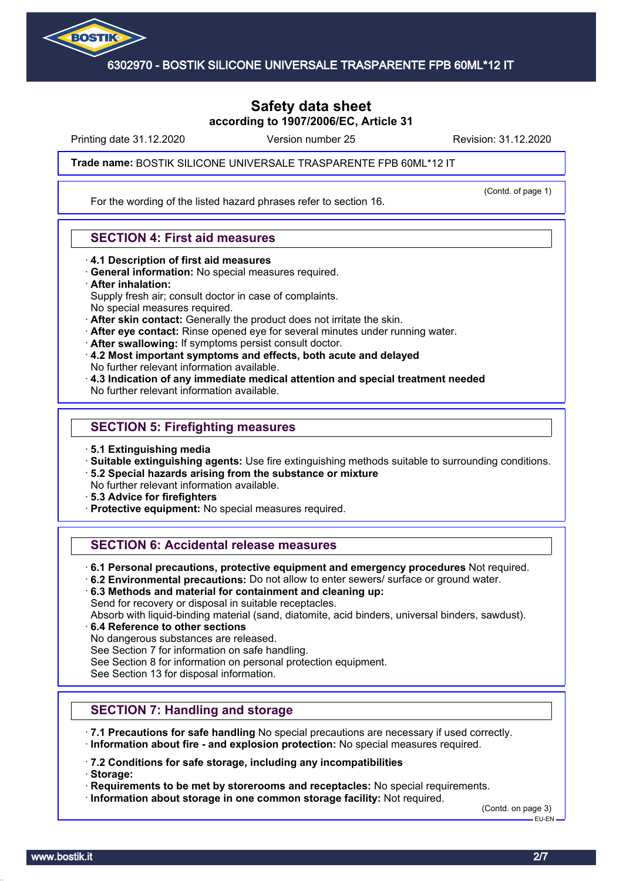# Safety data sheet
**according to 1907/2006/EC, Article 31**

Printing date 31.12.2020 | Version number 25 | Revision: 31.12.2020

**Trade name:** BOSTIK SILICONE UNIVERSALE TRASPARENTE FPB 60ML*12 IT

(Contd. of page 1)

For the wording of the listed hazard phrases refer to section 16.

## SECTION 4: First aid measures

- **4.1 Description of first aid measures**
- **General information:** No special measures required.
- **After inhalation:**
  Supply fresh air; consult doctor in case of complaints.
  No special measures required.
- **After skin contact:** Generally the product does not irritate the skin.
- **After eye contact:** Rinse opened eye for several minutes under running water.
- **After swallowing:** If symptoms persist consult doctor.
- **4.2 Most important symptoms and effects, both acute and delayed**
  No further relevant information available.
- **4.3 Indication of any immediate medical attention and special treatment needed**
  No further relevant information available.

## SECTION 5: Firefighting measures

- **5.1 Extinguishing media**
- **Suitable extinguishing agents:** Use fire extinguishing methods suitable to surrounding conditions.
- **5.2 Special hazards arising from the substance or mixture**
  No further relevant information available.
- **5.3 Advice for firefighters**
- **Protective equipment:** No special measures required.

## SECTION 6: Accidental release measures

- **6.1 Personal precautions, protective equipment and emergency procedures** Not required.
- **6.2 Environmental precautions:** Do not allow to enter sewers/ surface or ground water.
- **6.3 Methods and material for containment and cleaning up:**
  Send for recovery or disposal in suitable receptacles.
  Absorb with liquid-binding material (sand, diatomite, acid binders, universal binders, sawdust).
- **6.4 Reference to other sections**
  No dangerous substances are released.
  See Section 7 for information on safe handling.
  See Section 8 for information on personal protection equipment.
  See Section 13 for disposal information.

## SECTION 7: Handling and storage

- **7.1 Precautions for safe handling** No special precautions are necessary if used correctly.
- **Information about fire - and explosion protection:** No special measures required.
- **7.2 Conditions for safe storage, including any incompatibilities**
- **Storage:**
- **Requirements to be met by storerooms and receptacles:** No special requirements.
- **Information about storage in one common storage facility:** Not required.

(Contd. on page 3)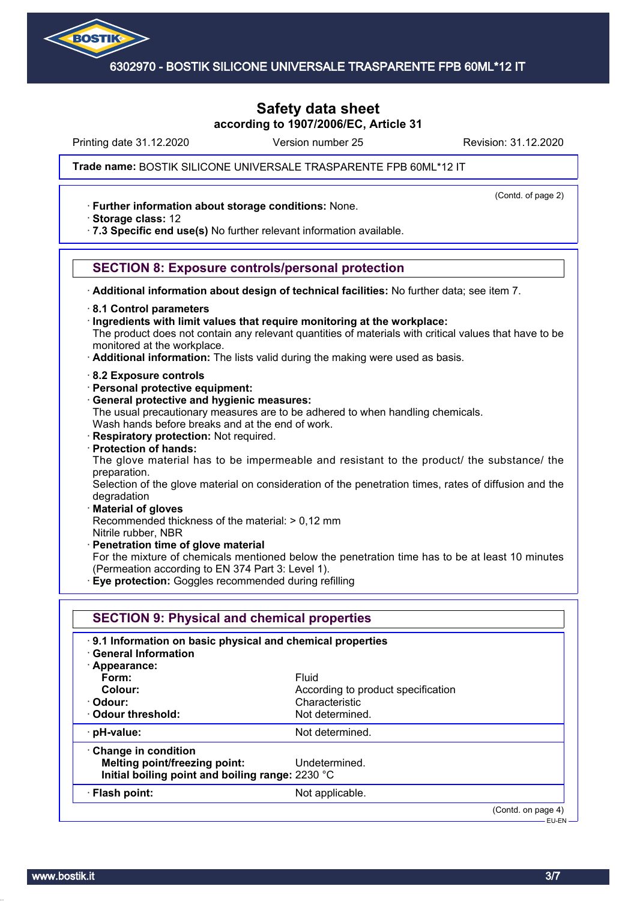# Safety data sheet

**according to 1907/2006/EC, Article 31**

Printing date 31.12.2020 | Version number 25 | Revision: 31.12.2020

**Trade name:** BOSTIK SILICONE UNIVERSALE TRASPARENTE FPB 60ML*12 IT

(Contd. of page 2)

· **Further information about storage conditions:** None.
· **Storage class:** 12
· **7.3 Specific end use(s)** No further relevant information available.

## SECTION 8: Exposure controls/personal protection

· **Additional information about design of technical facilities:** No further data; see item 7.

· **8.1 Control parameters**
· **Ingredients with limit values that require monitoring at the workplace:**
The product does not contain any relevant quantities of materials with critical values that have to be monitored at the workplace.
· **Additional information:** The lists valid during the making were used as basis.

· **8.2 Exposure controls**
· **Personal protective equipment:**
· **General protective and hygienic measures:**
The usual precautionary measures are to be adhered to when handling chemicals.
Wash hands before breaks and at the end of work.
· **Respiratory protection:** Not required.
· **Protection of hands:**
The glove material has to be impermeable and resistant to the product/ the substance/ the preparation.
Selection of the glove material on consideration of the penetration times, rates of diffusion and the degradation
· **Material of gloves**
Recommended thickness of the material: > 0,12 mm
Nitrile rubber, NBR
· **Penetration time of glove material**
For the mixture of chemicals mentioned below the penetration time has to be at least 10 minutes (Permeation according to EN 374 Part 3: Level 1).
· **Eye protection:** Goggles recommended during refilling

## SECTION 9: Physical and chemical properties

· **9.1 Information on basic physical and chemical properties**
· **General Information**

| | |
|---|---|
| · **Appearance:** | |
| **Form:** | Fluid |
| **Colour:** | According to product specification |
| · **Odour:** | Characteristic |
| · **Odour threshold:** | Not determined. |
| · **pH-value:** | Not determined. |
| · **Change in condition** | |
| **Melting point/freezing point:** | Undetermined. |
| **Initial boiling point and boiling range:** | 2230 °C |
| · **Flash point:** | Not applicable. |

(Contd. on page 4)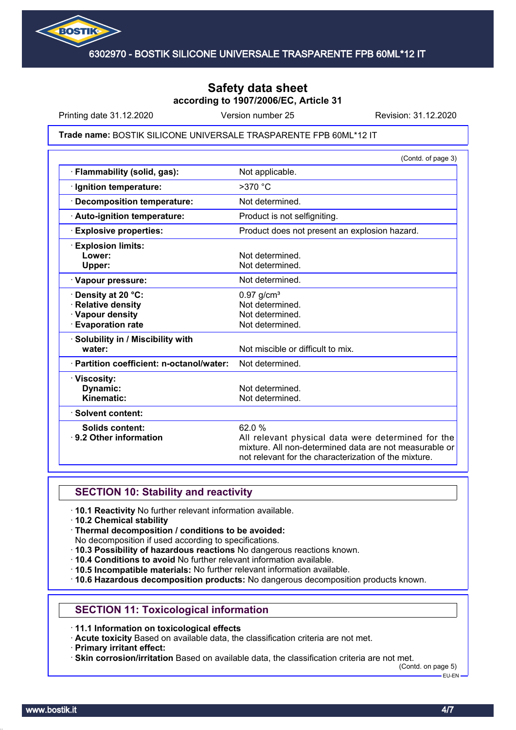Safety data sheet
according to 1907/2006/EC, Article 31

Printing date 31.12.2020 | Version number 25 | Revision: 31.12.2020

**Trade name:** BOSTIK SILICONE UNIVERSALE TRASPARENTE FPB 60ML*12 IT

(Contd. of page 3)

| | |
|---|---|
| · **Flammability (solid, gas):** | Not applicable. |
| · **Ignition temperature:** | >370 °C |
| · **Decomposition temperature:** | Not determined. |
| · **Auto-ignition temperature:** | Product is not selfigniting. |
| · **Explosive properties:** | Product does not present an explosion hazard. |
| · **Explosion limits:**<br>**Lower:**<br>**Upper:** | <br>Not determined.<br>Not determined. |
| · **Vapour pressure:** | Not determined. |
| · **Density at 20 °C:**<br>· **Relative density**<br>· **Vapour density**<br>· **Evaporation rate** | 0.97 g/cm³<br>Not determined.<br>Not determined.<br>Not determined. |
| · **Solubility in / Miscibility with water:** | Not miscible or difficult to mix. |
| · **Partition coefficient: n-octanol/water:** | Not determined. |
| · **Viscosity:**<br>**Dynamic:**<br>**Kinematic:** | <br>Not determined.<br>Not determined. |
| · **Solvent content:** | |
| **Solids content:**<br>· **9.2 Other information** | 62.0 %<br>All relevant physical data were determined for the mixture. All non-determined data are not measurable or not relevant for the characterization of the mixture. |

## SECTION 10: Stability and reactivity

- · **10.1 Reactivity** No further relevant information available.
- · **10.2 Chemical stability**
- · **Thermal decomposition / conditions to be avoided:**
  No decomposition if used according to specifications.
- · **10.3 Possibility of hazardous reactions** No dangerous reactions known.
- · **10.4 Conditions to avoid** No further relevant information available.
- · **10.5 Incompatible materials:** No further relevant information available.
- · **10.6 Hazardous decomposition products:** No dangerous decomposition products known.

## SECTION 11: Toxicological information

- · **11.1 Information on toxicological effects**
- · **Acute toxicity** Based on available data, the classification criteria are not met.
- · **Primary irritant effect:**
- · **Skin corrosion/irritation** Based on available data, the classification criteria are not met.

(Contd. on page 5)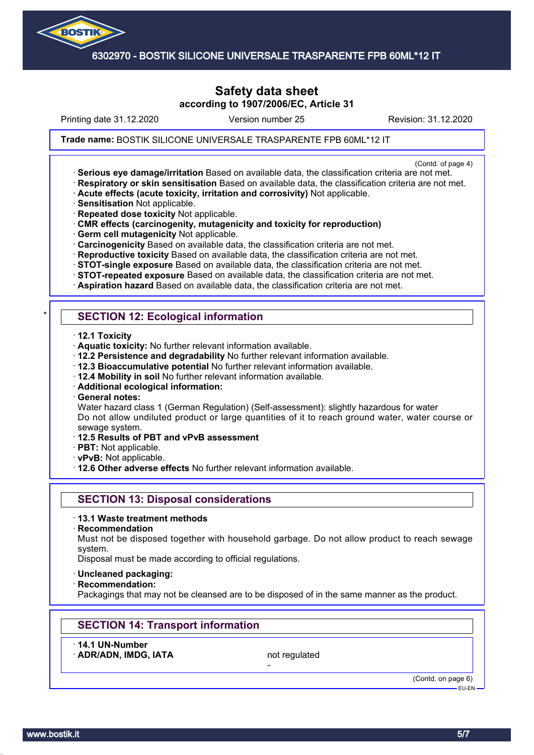# Safety data sheet

**according to 1907/2006/EC, Article 31**

Printing date 31.12.2020 | Version number 25 | Revision: 31.12.2020

**Trade name:** BOSTIK SILICONE UNIVERSALE TRASPARENTE FPB 60ML*12 IT

(Contd. of page 4)

- **Serious eye damage/irritation** Based on available data, the classification criteria are not met.
- **Respiratory or skin sensitisation** Based on available data, the classification criteria are not met.
- **Acute effects (acute toxicity, irritation and corrosivity)** Not applicable.
- **Sensitisation** Not applicable.
- **Repeated dose toxicity** Not applicable.
- **CMR effects (carcinogenity, mutagenicity and toxicity for reproduction)**
- **Germ cell mutagenicity** Not applicable.
- **Carcinogenicity** Based on available data, the classification criteria are not met.
- **Reproductive toxicity** Based on available data, the classification criteria are not met.
- **STOT-single exposure** Based on available data, the classification criteria are not met.
- **STOT-repeated exposure** Based on available data, the classification criteria are not met.
- **Aspiration hazard** Based on available data, the classification criteria are not met.

\*

## SECTION 12: Ecological information

- **12.1 Toxicity**
- **Aquatic toxicity:** No further relevant information available.
- **12.2 Persistence and degradability** No further relevant information available.
- **12.3 Bioaccumulative potential** No further relevant information available.
- **12.4 Mobility in soil** No further relevant information available.
- **Additional ecological information:**
- **General notes:**
  Water hazard class 1 (German Regulation) (Self-assessment): slightly hazardous for water
  Do not allow undiluted product or large quantities of it to reach ground water, water course or sewage system.
- **12.5 Results of PBT and vPvB assessment**
- **PBT:** Not applicable.
- **vPvB:** Not applicable.
- **12.6 Other adverse effects** No further relevant information available.

## SECTION 13: Disposal considerations

- **13.1 Waste treatment methods**
- **Recommendation**
  Must not be disposed together with household garbage. Do not allow product to reach sewage system.
  Disposal must be made according to official regulations.
- **Uncleaned packaging:**
- **Recommendation:**
  Packagings that may not be cleansed are to be disposed of in the same manner as the product.

## SECTION 14: Transport information

- **14.1 UN-Number**
- **ADR/ADN, IMDG, IATA** not regulated
  -

(Contd. on page 6)

EU-EN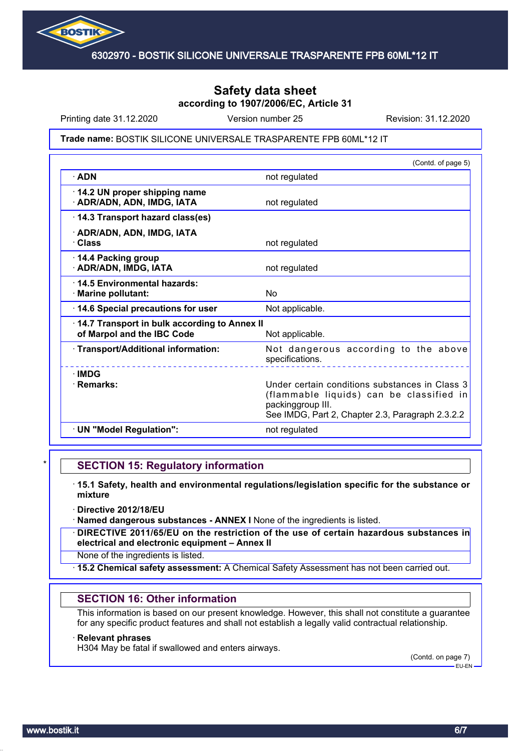# Safety data sheet

**according to 1907/2006/EC, Article 31**

Printing date 31.12.2020 | Version number 25 | Revision: 31.12.2020

**Trade name:** BOSTIK SILICONE UNIVERSALE TRASPARENTE FPB 60ML*12 IT

(Contd. of page 5)

| | |
|---|---|
| · **ADN** | not regulated |
| · **14.2 UN proper shipping name**<br>· **ADR/ADN, ADN, IMDG, IATA** | not regulated |
| · **14.3 Transport hazard class(es)**<br>· **ADR/ADN, ADN, IMDG, IATA**<br>· **Class** | not regulated |
| · **14.4 Packing group**<br>· **ADR/ADN, IMDG, IATA** | not regulated |
| · **14.5 Environmental hazards:**<br>· **Marine pollutant:** | No |
| · **14.6 Special precautions for user** | Not applicable. |
| · **14.7 Transport in bulk according to Annex II of Marpol and the IBC Code** | Not applicable. |
| · **Transport/Additional information:** | Not dangerous according to the above specifications. |
| · **IMDG**<br>· **Remarks:** | Under certain conditions substances in Class 3 (flammable liquids) can be classified in packinggroup III.<br>See IMDG, Part 2, Chapter 2.3, Paragraph 2.3.2.2 |
| · **UN "Model Regulation":** | not regulated |

## SECTION 15: Regulatory information

· **15.1 Safety, health and environmental regulations/legislation specific for the substance or mixture**

· **Directive 2012/18/EU**

· **Named dangerous substances - ANNEX I** None of the ingredients is listed.

· **DIRECTIVE 2011/65/EU on the restriction of the use of certain hazardous substances in electrical and electronic equipment – Annex II**

None of the ingredients is listed.

· **15.2 Chemical safety assessment:** A Chemical Safety Assessment has not been carried out.

## SECTION 16: Other information

This information is based on our present knowledge. However, this shall not constitute a guarantee for any specific product features and shall not establish a legally valid contractual relationship.

· **Relevant phrases**

H304 May be fatal if swallowed and enters airways.

(Contd. on page 7)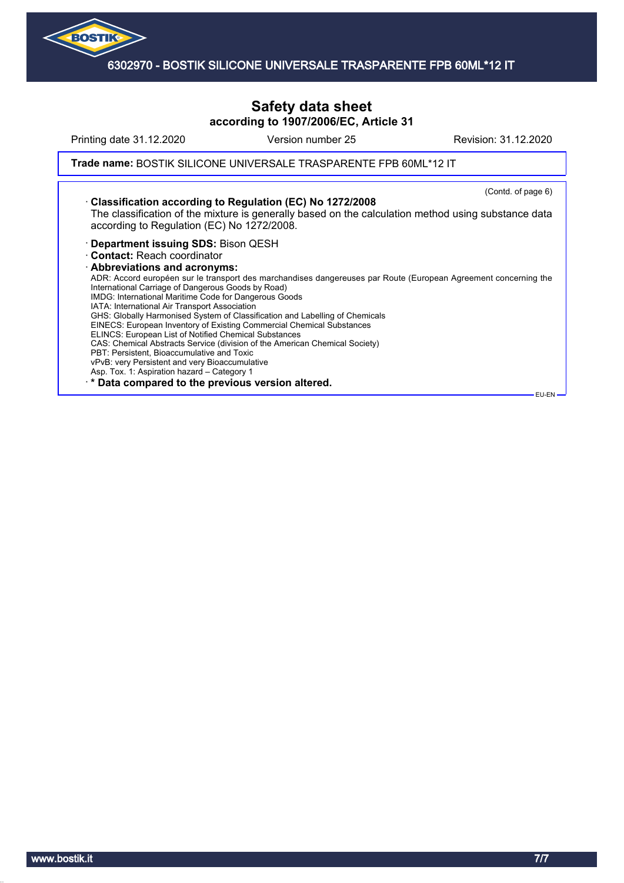(Contd. of page 6)

· **Classification according to Regulation (EC) No 1272/2008**
The classification of the mixture is generally based on the calculation method using substance data according to Regulation (EC) No 1272/2008.

· **Department issuing SDS:** Bison QESH
· **Contact:** Reach coordinator
· **Abbreviations and acronyms:**
ADR: Accord européen sur le transport des marchandises dangereuses par Route (European Agreement concerning the International Carriage of Dangerous Goods by Road)
IMDG: International Maritime Code for Dangerous Goods
IATA: International Air Transport Association
GHS: Globally Harmonised System of Classification and Labelling of Chemicals
EINECS: European Inventory of Existing Commercial Chemical Substances
ELINCS: European List of Notified Chemical Substances
CAS: Chemical Abstracts Service (division of the American Chemical Society)
PBT: Persistent, Bioaccumulative and Toxic
vPvB: very Persistent and very Bioaccumulative
Asp. Tox. 1: Aspiration hazard – Category 1
· **\* Data compared to the previous version altered.**

EU-EN